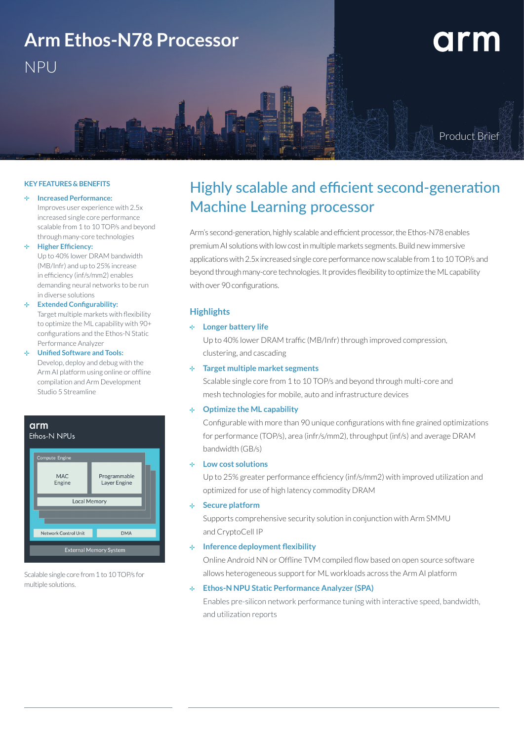# Arm Ethos-N78 Processor

NPU

Product Brief

## KEY FEATURES & BENEFITS

- **Increased Performance:** Improves user experience with 2.5x increased single core performance scalable from 1 to 10 TOP/s and beyond through many-core technologies
- **Higher Efficiency:** Up to 40% lower DRAM bandwidth (MB/Infr) and up to 25% increase in efficiency (inf/s/mm2) enables demanding neural networks to be run in diverse solutions
- **Extended Configurability:** Target multiple markets with flexibility to optimize the ML capability with 90+ configurations and the Ethos-N Static Performance Analyzer
- **Unified Software and Tools:** Develop, deploy and debug with the Arm AI platform using online or offline compilation and Arm Development Studio 5 Streamline

arm

Ethos-N NPUs

Compute Engine

MAC Engine

Programmable Layer Engine

Local Memory

Network Control Unit

DMA

External Memory System

Scalable single core from 1 to 10 TOP/s for multiple solutions.

## Highly scalable and efficient second-generation Machine Learning processor

Arm's second-generation, highly scalable and efficient processor, the Ethos-N78 enables premium AI solutions with low cost in multiple markets segments. Build new immersive applications with 2.5x increased single core performance now scalable from 1 to 10 TOP/s and beyond through many-core technologies. It provides flexibility to optimize the ML capability with over 90 configurations.

### Highlights

- **Longer battery life**
  Up to 40% lower DRAM traffic (MB/Infr) through improved compression, clustering, and cascading
- **Target multiple market segments**
  Scalable single core from 1 to 10 TOP/s and beyond through multi-core and mesh technologies for mobile, auto and infrastructure devices
- **Optimize the ML capability**
  Configurable with more than 90 unique configurations with fine grained optimizations for performance (TOP/s), area (infr/s/mm2), throughput (inf/s) and average DRAM bandwidth (GB/s)
- **Low cost solutions**
  Up to 25% greater performance efficiency (inf/s/mm2) with improved utilization and optimized for use of high latency commodity DRAM
- **Secure platform**
  Supports comprehensive security solution in conjunction with Arm SMMU and CryptoCell IP
- **Inference deployment flexibility**
  Online Android NN or Offline TVM compiled flow based on open source software allows heterogeneous support for ML workloads across the Arm AI platform
- **Ethos-N NPU Static Performance Analyzer (SPA)**
  Enables pre-silicon network performance tuning with interactive speed, bandwidth, and utilization reports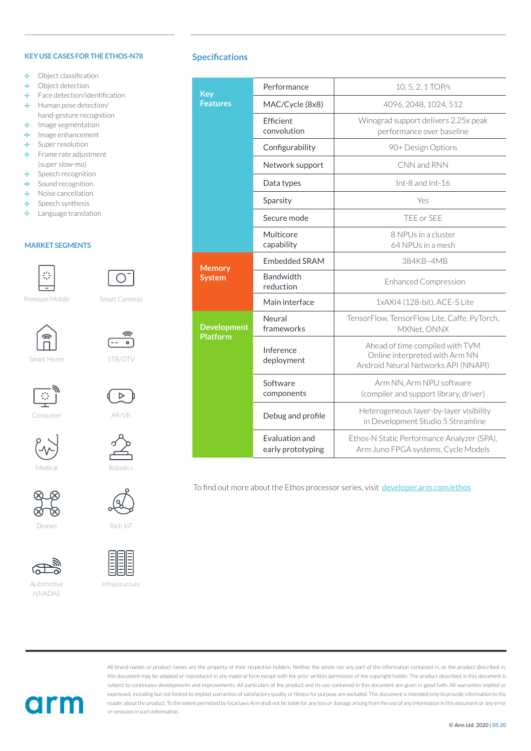## KEY USE CASES FOR THE ETHOS-N78

- Object classification
- Object detection
- Face detection/identification
- Human pose detection/ hand-gesture recognition
- Image segmentation
- Image enhancement
- Super resolution
- Frame rate adjustment (super slow-mo)
- Speech recognition
- Sound recognition
- Noise cancellation
- Speech synthesis
- Language translation

## MARKET SEGMENTS

Premium Mobile

Smart Cameras

Smart Home

STB/DTV

Consumer

AR/VR

Medical

Robotics

Drones

Rich IoT

Automotive IVI/ADAS

Infrastructure

## Specifications

| | | |
|---|---|---|
| Key Features | Performance | 10, 5, 2, 1 TOP/s |
| | MAC/Cycle (8x8) | 4096, 2048, 1024, 512 |
| | Efficient convolution | Winograd support delivers 2.25x peak performance over baseline |
| | Configurability | 90+ Design Options |
| | Network support | CNN and RNN |
| | Data types | Int-8 and Int-16 |
| | Sparsity | Yes |
| | Secure mode | TEE or SEE |
| | Multicore capability | 8 NPUs in a cluster<br>64 NPUs in a mesh |
| Memory System | Embedded SRAM | 384KB–4MB |
| | Bandwidth reduction | Enhanced Compression |
| | Main interface | 1xAXI4 (128-bit), ACE-5 Lite |
| Development Platform | Neural frameworks | TensorFlow, TensorFlow Lite, Caffe, PyTorch, MXNet, ONNX |
| | Inference deployment | Ahead of time compiled with TVM<br>Online interpreted with Arm NN<br>Android Neural Networks API (NNAPI) |
| | Software components | Arm NN, Arm NPU software (compiler and support library, driver) |
| | Debug and profile | Heterogeneous layer-by-layer visibility in Development Studio 5 Streamline |
| | Evaluation and early prototyping | Ethos-N Static Performance Analyzer (SPA), Arm Juno FPGA systems, Cycle Models |

To find out more about the Ethos processor series, visit developer.arm.com/ethos

arm

All brand names or product names are the property of their respective holders. Neither the whole nor any part of the information contained in, or the product described in, this document may be adapted or reproduced in any material form except with the prior written permission of the copyright holder. The product described in this document is subject to continuous developments and improvements. All particulars of the product and its use contained in this document are given in good faith. All warranties implied or expressed, including but not limited to implied warranties of satisfactory quality or fitness for purpose are excluded. This document is intended only to provide information to the reader about the product. To the extent permitted by local laws Arm shall not be liable for any loss or damage arising from the use of any information in this document or any error or omission in such information.

© Arm Ltd. 2020 | 05.20